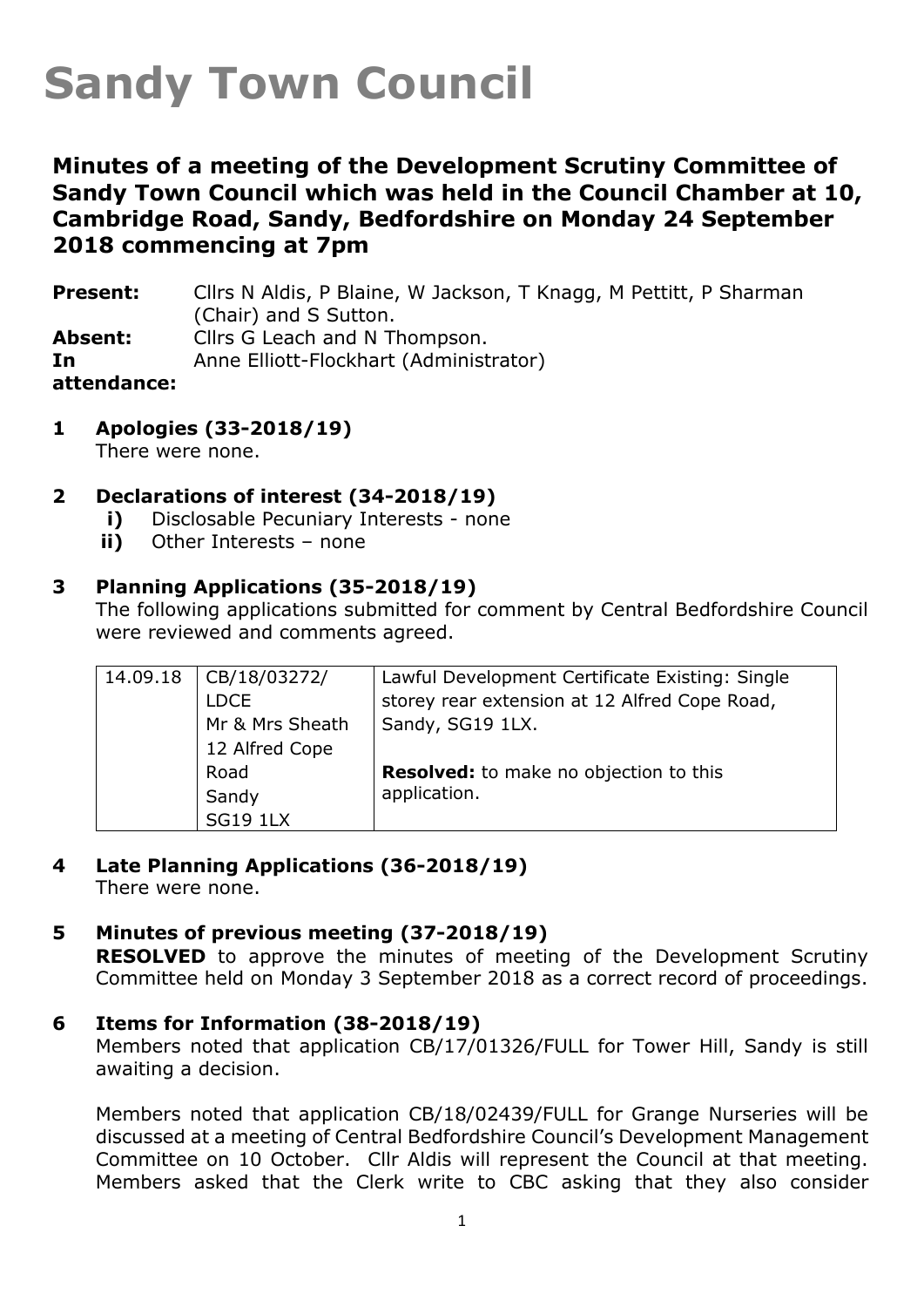# Sandy Town Council

## Minutes of a meeting of the Development Scrutiny Committee of Sandy Town Council which was held in the Council Chamber at 10, Cambridge Road, Sandy, Bedfordshire on Monday 24 September 2018 commencing at 7pm

**Present:** Cllrs N Aldis, P Blaine, W Jackson, T Knagg, M Pettitt, P Sharman (Chair) and S Sutton.

**Absent:** Cllrs G Leach and N Thompson.

**In attendance:** Anne Elliott-Flockhart (Administrator)

### 1 Apologies (33-2018/19)

There were none.

### 2 Declarations of interest (34-2018/19)

**i)** Disclosable Pecuniary Interests - none

**ii)** Other Interests – none

### 3 Planning Applications (35-2018/19)

The following applications submitted for comment by Central Bedfordshire Council were reviewed and comments agreed.

| | | |
|---|---|---|
| 14.09.18 | CB/18/03272/ LDCE Mr & Mrs Sheath 12 Alfred Cope Road Sandy SG19 1LX | Lawful Development Certificate Existing: Single storey rear extension at 12 Alfred Cope Road, Sandy, SG19 1LX.<br><br>**Resolved:** to make no objection to this application. |

### 4 Late Planning Applications (36-2018/19)

There were none.

### 5 Minutes of previous meeting (37-2018/19)

**RESOLVED** to approve the minutes of meeting of the Development Scrutiny Committee held on Monday 3 September 2018 as a correct record of proceedings.

### 6 Items for Information (38-2018/19)

Members noted that application CB/17/01326/FULL for Tower Hill, Sandy is still awaiting a decision.

Members noted that application CB/18/02439/FULL for Grange Nurseries will be discussed at a meeting of Central Bedfordshire Council's Development Management Committee on 10 October. Cllr Aldis will represent the Council at that meeting. Members asked that the Clerk write to CBC asking that they also consider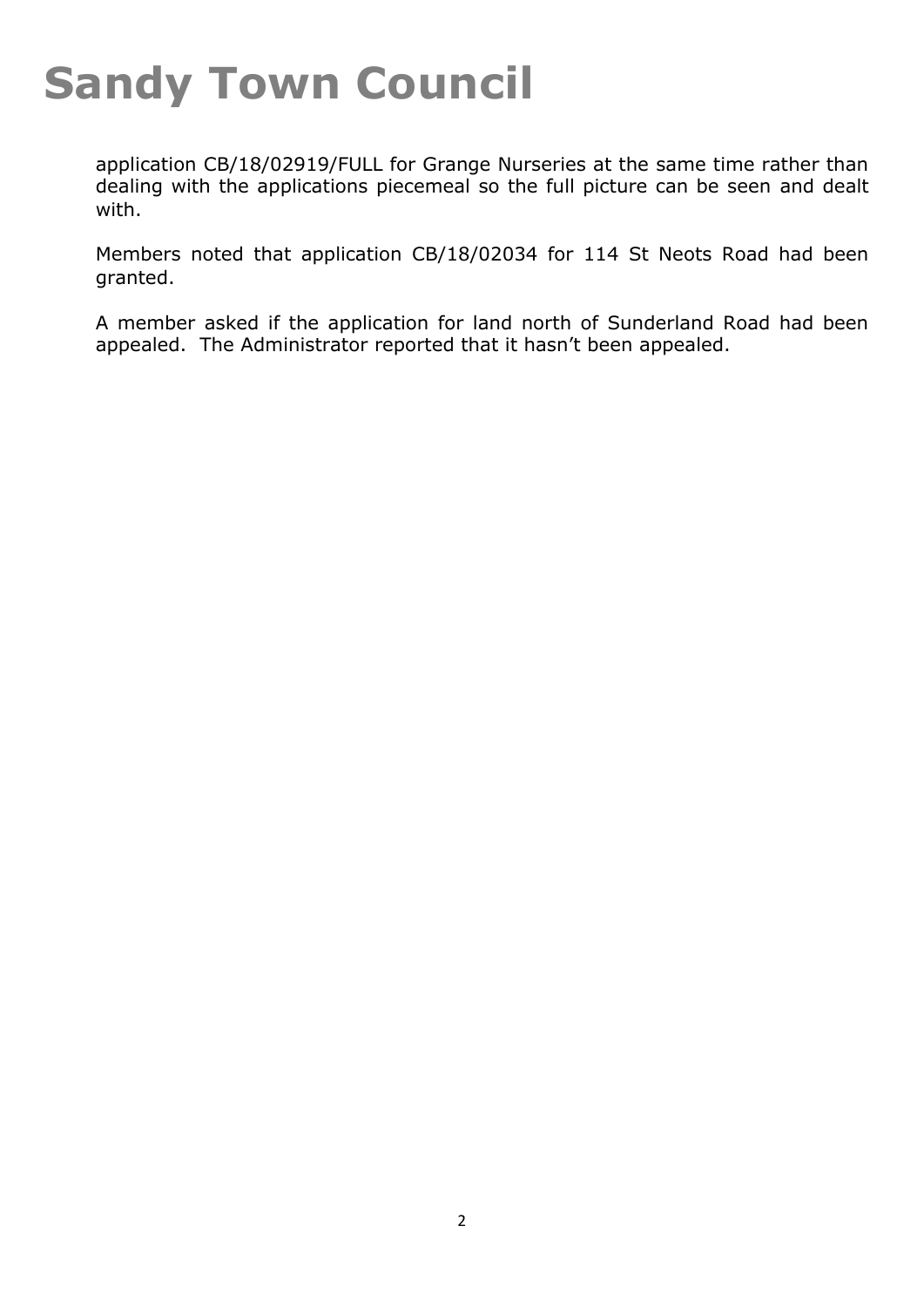application CB/18/02919/FULL for Grange Nurseries at the same time rather than dealing with the applications piecemeal so the full picture can be seen and dealt with.

Members noted that application CB/18/02034 for 114 St Neots Road had been granted.

A member asked if the application for land north of Sunderland Road had been appealed. The Administrator reported that it hasn't been appealed.